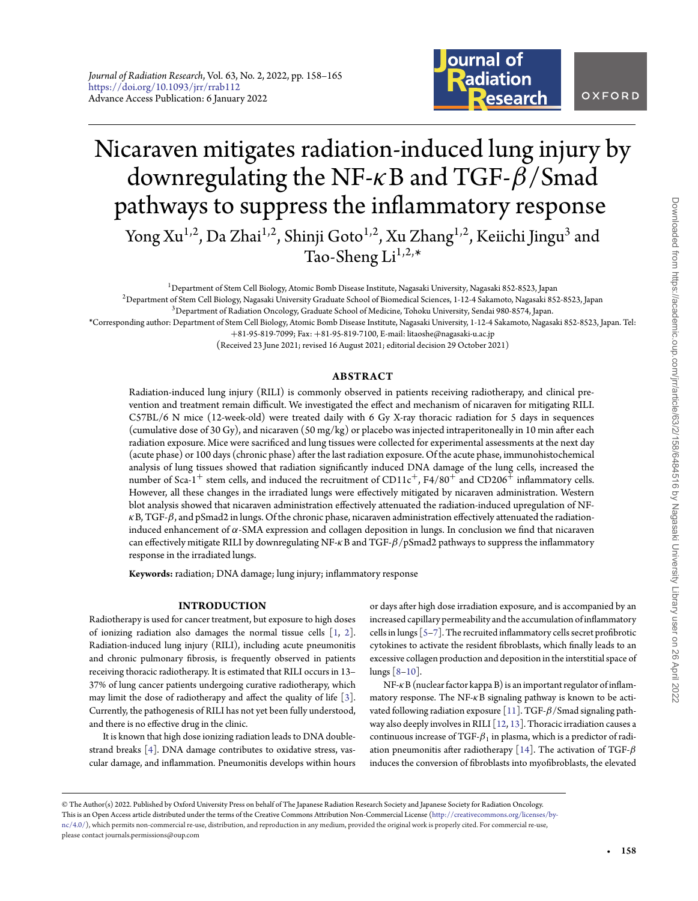# Nicaraven mitigates radiation-induced lung injury by downregulating the NF-$\kappa$B and TGF-$\beta$/Smad pathways to suppress the inflammatory response

Yong Xu[1,2], Da Zhai[1,2], Shinji Goto[1,2], Xu Zhang[1,2], Keiichi Jingu[3] and Tao-Sheng Li[1,2,*]

[1]Department of Stem Cell Biology, Atomic Bomb Disease Institute, Nagasaki University, Nagasaki 852-8523, Japan

[2]Department of Stem Cell Biology, Nagasaki University Graduate School of Biomedical Sciences, 1-12-4 Sakamoto, Nagasaki 852-8523, Japan

[3]Department of Radiation Oncology, Graduate School of Medicine, Tohoku University, Sendai 980-8574, Japan.

*Corresponding author: Department of Stem Cell Biology, Atomic Bomb Disease Institute, Nagasaki University, 1-12-4 Sakamoto, Nagasaki 852-8523, Japan. Tel: +81-95-819-7099; Fax: +81-95-819-7100, E-mail: litaoshe@nagasaki-u.ac.jp

(Received 23 June 2021; revised 16 August 2021; editorial decision 29 October 2021)

## ABSTRACT

Radiation-induced lung injury (RILI) is commonly observed in patients receiving radiotherapy, and clinical prevention and treatment remain difficult. We investigated the effect and mechanism of nicaraven for mitigating RILI. C57BL/6 N mice (12-week-old) were treated daily with 6 Gy X-ray thoracic radiation for 5 days in sequences (cumulative dose of 30 Gy), and nicaraven (50 mg/kg) or placebo was injected intraperitoneally in 10 min after each radiation exposure. Mice were sacrificed and lung tissues were collected for experimental assessments at the next day (acute phase) or 100 days (chronic phase) after the last radiation exposure. Of the acute phase, immunohistochemical analysis of lung tissues showed that radiation significantly induced DNA damage of the lung cells, increased the number of Sca-1$^+$ stem cells, and induced the recruitment of CD11c$^+$, F4/80$^+$ and CD206$^+$ inflammatory cells. However, all these changes in the irradiated lungs were effectively mitigated by nicaraven administration. Western blot analysis showed that nicaraven administration effectively attenuated the radiation-induced upregulation of NF-$\kappa$B, TGF-$\beta$, and pSmad2 in lungs. Of the chronic phase, nicaraven administration effectively attenuated the radiation-induced enhancement of $\alpha$-SMA expression and collagen deposition in lungs. In conclusion we find that nicaraven can effectively mitigate RILI by downregulating NF-$\kappa$B and TGF-$\beta$/pSmad2 pathways to suppress the inflammatory response in the irradiated lungs.

**Keywords:** radiation; DNA damage; lung injury; inflammatory response

## INTRODUCTION

Radiotherapy is used for cancer treatment, but exposure to high doses of ionizing radiation also damages the normal tissue cells [1, 2]. Radiation-induced lung injury (RILI), including acute pneumonitis and chronic pulmonary fibrosis, is frequently observed in patients receiving thoracic radiotherapy. It is estimated that RILI occurs in 13–37% of lung cancer patients undergoing curative radiotherapy, which may limit the dose of radiotherapy and affect the quality of life [3]. Currently, the pathogenesis of RILI has not yet been fully understood, and there is no effective drug in the clinic.

It is known that high dose ionizing radiation leads to DNA double-strand breaks [4]. DNA damage contributes to oxidative stress, vascular damage, and inflammation. Pneumonitis develops within hours or days after high dose irradiation exposure, and is accompanied by an increased capillary permeability and the accumulation of inflammatory cells in lungs [5–7]. The recruited inflammatory cells secret profibrotic cytokines to activate the resident fibroblasts, which finally leads to an excessive collagen production and deposition in the interstitial space of lungs [8–10].

NF-$\kappa$B (nuclear factor kappa B) is an important regulator of inflammatory response. The NF-$\kappa$B signaling pathway is known to be activated following radiation exposure [11]. TGF-$\beta$/Smad signaling pathway also deeply involves in RILI [12, 13]. Thoracic irradiation causes a continuous increase of TGF-$\beta_1$ in plasma, which is a predictor of radiation pneumonitis after radiotherapy [14]. The activation of TGF-$\beta$ induces the conversion of fibroblasts into myofibroblasts, the elevated

© The Author(s) 2022. Published by Oxford University Press on behalf of The Japanese Radiation Research Society and Japanese Society for Radiation Oncology. This is an Open Access article distributed under the terms of the Creative Commons Attribution Non-Commercial License (http://creativecommons.org/licenses/by-nc/4.0/), which permits non-commercial re-use, distribution, and reproduction in any medium, provided the original work is properly cited. For commercial re-use, please contact journals.permissions@oup.com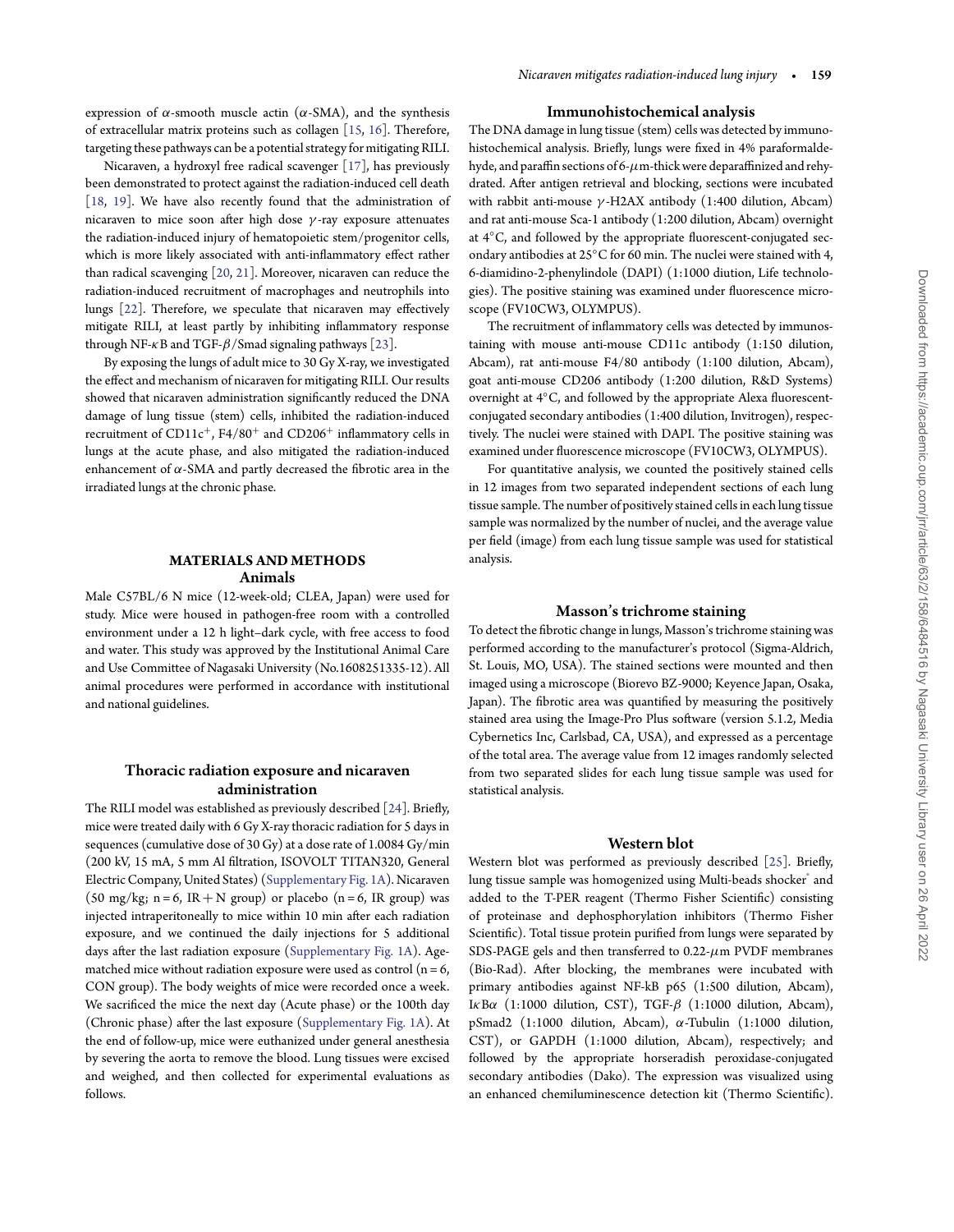expression of α-smooth muscle actin (α-SMA), and the synthesis of extracellular matrix proteins such as collagen [15, 16]. Therefore, targeting these pathways can be a potential strategy for mitigating RILI.

Nicaraven, a hydroxyl free radical scavenger [17], has previously been demonstrated to protect against the radiation-induced cell death [18, 19]. We have also recently found that the administration of nicaraven to mice soon after high dose γ-ray exposure attenuates the radiation-induced injury of hematopoietic stem/progenitor cells, which is more likely associated with anti-inflammatory effect rather than radical scavenging [20, 21]. Moreover, nicaraven can reduce the radiation-induced recruitment of macrophages and neutrophils into lungs [22]. Therefore, we speculate that nicaraven may effectively mitigate RILI, at least partly by inhibiting inflammatory response through NF-κB and TGF-β/Smad signaling pathways [23].

By exposing the lungs of adult mice to 30 Gy X-ray, we investigated the effect and mechanism of nicaraven for mitigating RILI. Our results showed that nicaraven administration significantly reduced the DNA damage of lung tissue (stem) cells, inhibited the radiation-induced recruitment of $CD11c^+$, $F4/80^+$ and $CD206^+$ inflammatory cells in lungs at the acute phase, and also mitigated the radiation-induced enhancement of α-SMA and partly decreased the fibrotic area in the irradiated lungs at the chronic phase.

## MATERIALS AND METHODS

### Animals

Male C57BL/6 N mice (12-week-old; CLEA, Japan) were used for study. Mice were housed in pathogen-free room with a controlled environment under a 12 h light–dark cycle, with free access to food and water. This study was approved by the Institutional Animal Care and Use Committee of Nagasaki University (No.1608251335-12). All animal procedures were performed in accordance with institutional and national guidelines.

### Thoracic radiation exposure and nicaraven administration

The RILI model was established as previously described [24]. Briefly, mice were treated daily with 6 Gy X-ray thoracic radiation for 5 days in sequences (cumulative dose of 30 Gy) at a dose rate of 1.0084 Gy/min (200 kV, 15 mA, 5 mm Al filtration, ISOVOLT TITAN320, General Electric Company, United States) (Supplementary Fig. 1A). Nicaraven (50 mg/kg; n = 6, IR + N group) or placebo (n = 6, IR group) was injected intraperitoneally to mice within 10 min after each radiation exposure, and we continued the daily injections for 5 additional days after the last radiation exposure (Supplementary Fig. 1A). Age-matched mice without radiation exposure were used as control (n = 6, CON group). The body weights of mice were recorded once a week. We sacrificed the mice the next day (Acute phase) or the 100th day (Chronic phase) after the last exposure (Supplementary Fig. 1A). At the end of follow-up, mice were euthanized under general anesthesia by severing the aorta to remove the blood. Lung tissues were excised and weighed, and then collected for experimental evaluations as follows.

### Immunohistochemical analysis

The DNA damage in lung tissue (stem) cells was detected by immunohistochemical analysis. Briefly, lungs were fixed in 4% paraformaldehyde, and paraffin sections of 6-μm-thick were deparaffinized and rehydrated. After antigen retrieval and blocking, sections were incubated with rabbit anti-mouse γ-H2AX antibody (1:400 dilution, Abcam) and rat anti-mouse Sca-1 antibody (1:200 dilution, Abcam) overnight at 4°C, and followed by the appropriate fluorescent-conjugated secondary antibodies at 25°C for 60 min. The nuclei were stained with 4, 6-diamidino-2-phenylindole (DAPI) (1:1000 diution, Life technologies). The positive staining was examined under fluorescence microscope (FV10CW3, OLYMPUS).

The recruitment of inflammatory cells was detected by immunostaining with mouse anti-mouse CD11c antibody (1:150 dilution, Abcam), rat anti-mouse F4/80 antibody (1:100 dilution, Abcam), goat anti-mouse CD206 antibody (1:200 dilution, R&D Systems) overnight at 4°C, and followed by the appropriate Alexa fluorescent-conjugated secondary antibodies (1:400 dilution, Invitrogen), respectively. The nuclei were stained with DAPI. The positive staining was examined under fluorescence microscope (FV10CW3, OLYMPUS).

For quantitative analysis, we counted the positively stained cells in 12 images from two separated independent sections of each lung tissue sample. The number of positively stained cells in each lung tissue sample was normalized by the number of nuclei, and the average value per field (image) from each lung tissue sample was used for statistical analysis.

### Masson's trichrome staining

To detect the fibrotic change in lungs, Masson's trichrome staining was performed according to the manufacturer's protocol (Sigma-Aldrich, St. Louis, MO, USA). The stained sections were mounted and then imaged using a microscope (Biorevo BZ-9000; Keyence Japan, Osaka, Japan). The fibrotic area was quantified by measuring the positively stained area using the Image-Pro Plus software (version 5.1.2, Media Cybernetics Inc, Carlsbad, CA, USA), and expressed as a percentage of the total area. The average value from 12 images randomly selected from two separated slides for each lung tissue sample was used for statistical analysis.

### Western blot

Western blot was performed as previously described [25]. Briefly, lung tissue sample was homogenized using Multi-beads shocker® and added to the T-PER reagent (Thermo Fisher Scientific) consisting of proteinase and dephosphorylation inhibitors (Thermo Fisher Scientific). Total tissue protein purified from lungs were separated by SDS-PAGE gels and then transferred to 0.22-μm PVDF membranes (Bio-Rad). After blocking, the membranes were incubated with primary antibodies against NF-kB p65 (1:500 dilution, Abcam), IκBα (1:1000 dilution, CST), TGF-β (1:1000 dilution, Abcam), pSmad2 (1:1000 dilution, Abcam), α-Tubulin (1:1000 dilution, CST), or GAPDH (1:1000 dilution, Abcam), respectively; and followed by the appropriate horseradish peroxidase-conjugated secondary antibodies (Dako). The expression was visualized using an enhanced chemiluminescence detection kit (Thermo Scientific).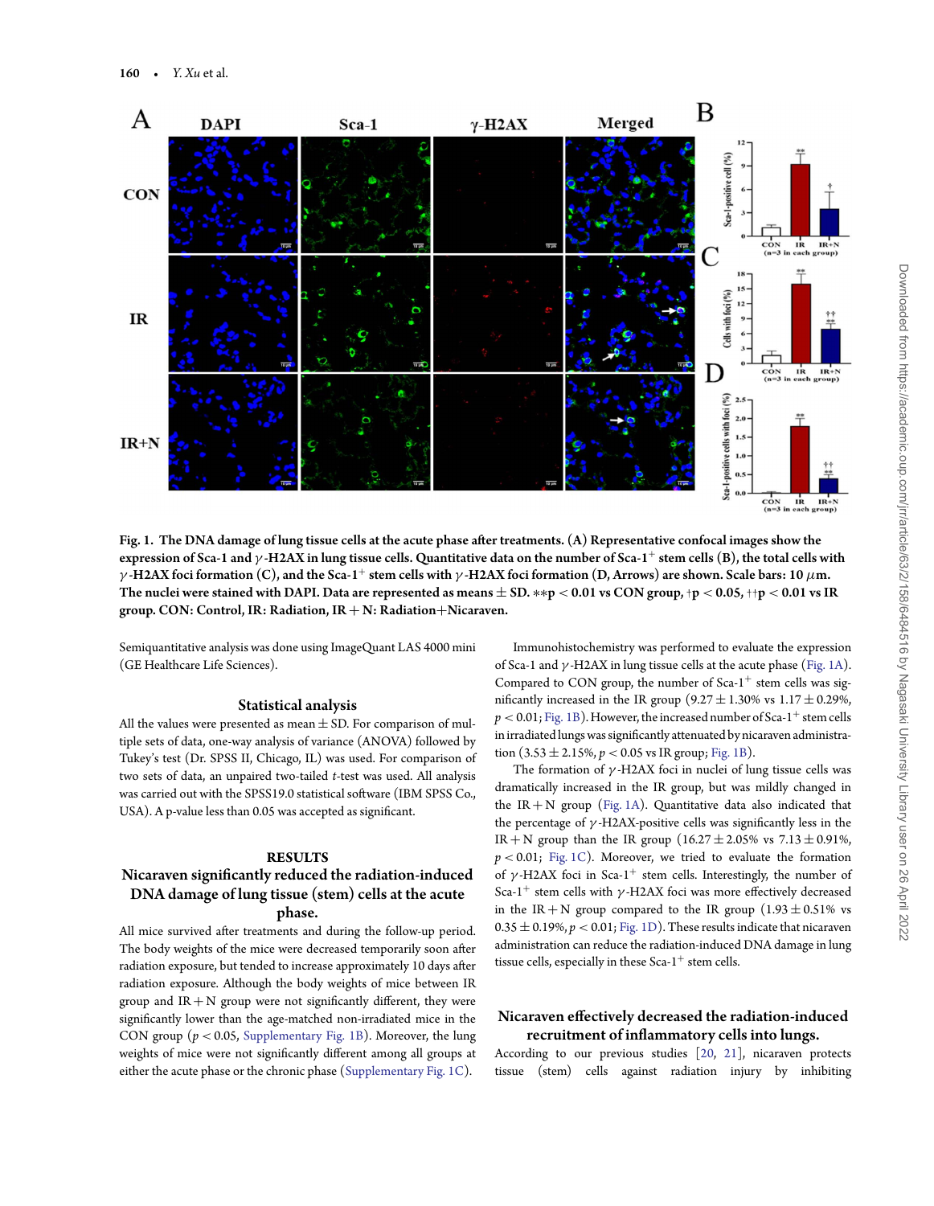Fig. 1. **The DNA damage of lung tissue cells at the acute phase after treatments. (A) Representative confocal images show the expression of Sca-1 and $\gamma$-H2AX in lung tissue cells. Quantitative data on the number of Sca-1$^+$ stem cells (B), the total cells with $\gamma$-H2AX foci formation (C), and the Sca-1$^+$ stem cells with $\gamma$-H2AX foci formation (D, Arrows) are shown. Scale bars: 10 $\mu$m. The nuclei were stained with DAPI. Data are represented as means ± SD. **p < 0.01 vs CON group, †p < 0.05, ††p < 0.01 vs IR group. CON: Control, IR: Radiation, IR + N: Radiation+Nicaraven.**

Semiquantitative analysis was done using ImageQuant LAS 4000 mini (GE Healthcare Life Sciences).

## Statistical analysis

All the values were presented as mean ± SD. For comparison of multiple sets of data, one-way analysis of variance (ANOVA) followed by Tukey's test (Dr. SPSS II, Chicago, IL) was used. For comparison of two sets of data, an unpaired two-tailed *t*-test was used. All analysis was carried out with the SPSS19.0 statistical software (IBM SPSS Co., USA). A p-value less than 0.05 was accepted as significant.

# RESULTS

## Nicaraven significantly reduced the radiation-induced DNA damage of lung tissue (stem) cells at the acute phase.

All mice survived after treatments and during the follow-up period. The body weights of the mice were decreased temporarily soon after radiation exposure, but tended to increase approximately 10 days after radiation exposure. Although the body weights of mice between IR group and IR + N group were not significantly different, they were significantly lower than the age-matched non-irradiated mice in the CON group ($p < 0.05$, Supplementary Fig. 1B). Moreover, the lung weights of mice were not significantly different among all groups at either the acute phase or the chronic phase (Supplementary Fig. 1C).

Immunohistochemistry was performed to evaluate the expression of Sca-1 and $\gamma$-H2AX in lung tissue cells at the acute phase (Fig. 1A). Compared to CON group, the number of Sca-1$^+$ stem cells was significantly increased in the IR group (9.27 ± 1.30% vs 1.17 ± 0.29%, $p < 0.01$; Fig. 1B). However, the increased number of Sca-1$^+$ stem cells in irradiated lungs was significantly attenuated by nicaraven administration (3.53 ± 2.15%, $p < 0.05$ vs IR group; Fig. 1B).

The formation of $\gamma$-H2AX foci in nuclei of lung tissue cells was dramatically increased in the IR group, but was mildly changed in the IR + N group (Fig. 1A). Quantitative data also indicated that the percentage of $\gamma$-H2AX-positive cells was significantly less in the IR + N group than the IR group (16.27 ± 2.05% vs 7.13 ± 0.91%, $p < 0.01$; Fig. 1C). Moreover, we tried to evaluate the formation of $\gamma$-H2AX foci in Sca-1$^+$ stem cells. Interestingly, the number of Sca-1$^+$ stem cells with $\gamma$-H2AX foci was more effectively decreased in the IR + N group compared to the IR group (1.93 ± 0.51% vs 0.35 ± 0.19%, $p < 0.01$; Fig. 1D). These results indicate that nicaraven administration can reduce the radiation-induced DNA damage in lung tissue cells, especially in these Sca-1$^+$ stem cells.

## Nicaraven effectively decreased the radiation-induced recruitment of inflammatory cells into lungs.

According to our previous studies [20, 21], nicaraven protects tissue (stem) cells against radiation injury by inhibiting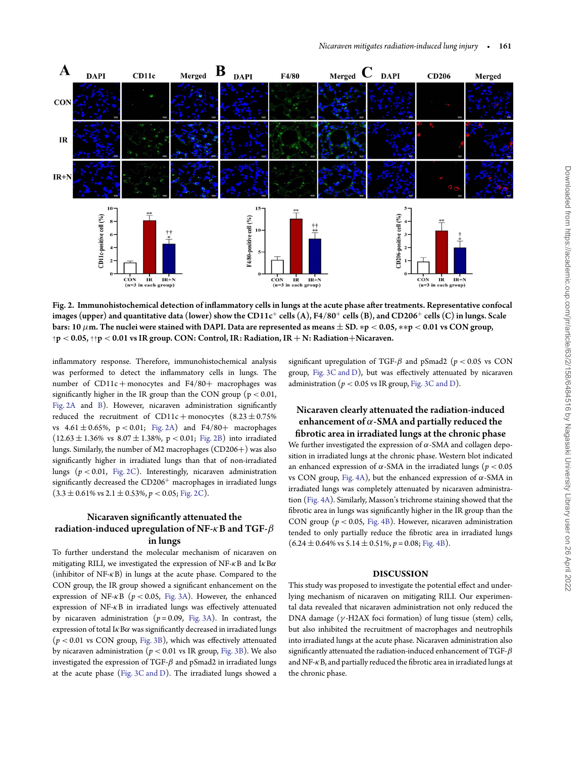Fig. 2. **Immunohistochemical detection of inflammatory cells in lungs at the acute phase after treatments. Representative confocal images (upper) and quantitative data (lower) show the CD11c$^+$ cells (A), F4/80$^+$ cells (B), and CD206$^+$ cells (C) in lungs. Scale bars: 10 $\mu$m. The nuclei were stained with DAPI. Data are represented as means ± SD. *p < 0.05, **p < 0.01 vs CON group, †p < 0.05, ††p < 0.01 vs IR group. CON: Control, IR: Radiation, IR + N: Radiation+Nicaraven.**

inflammatory response. Therefore, immunohistochemical analysis was performed to detect the inflammatory cells in lungs. The number of CD11c + monocytes and F4/80+ macrophages was significantly higher in the IR group than the CON group ($p < 0.01$, Fig. 2A and B). However, nicaraven administration significantly reduced the recruitment of CD11c + monocytes (8.23 ± 0.75% vs 4.61 ± 0.65%, $p < 0.01$; Fig. 2A) and F4/80+ macrophages (12.63 ± 1.36% vs 8.07 ± 1.38%, $p < 0.01$; Fig. 2B) into irradiated lungs. Similarly, the number of M2 macrophages (CD206+) was also significantly higher in irradiated lungs than that of non-irradiated lungs ($p < 0.01$, Fig. 2C). Interestingly, nicaraven administration significantly decreased the CD206$^+$ macrophages in irradiated lungs (3.3 ± 0.61% vs 2.1 ± 0.53%, $p < 0.05$; Fig. 2C).

## Nicaraven significantly attenuated the radiation-induced upregulation of NF-$\kappa$B and TGF-$\beta$ in lungs

To further understand the molecular mechanism of nicaraven on mitigating RILI, we investigated the expression of NF-$\kappa$B and I$\kappa$B$\alpha$ (inhibitor of NF-$\kappa$B) in lungs at the acute phase. Compared to the CON group, the IR group showed a significant enhancement on the expression of NF-$\kappa$B ($p < 0.05$, Fig. 3A). However, the enhanced expression of NF-$\kappa$B in irradiated lungs was effectively attenuated by nicaraven administration ($p = 0.09$, Fig. 3A). In contrast, the expression of total I$\kappa$B$\alpha$ was significantly decreased in irradiated lungs ($p < 0.01$ vs CON group, Fig. 3B), which was effectively attenuated by nicaraven administration ($p < 0.01$ vs IR group, Fig. 3B). We also investigated the expression of TGF-$\beta$ and pSmad2 in irradiated lungs at the acute phase (Fig. 3C and D). The irradiated lungs showed a significant upregulation of TGF-$\beta$ and pSmad2 ($p < 0.05$ vs CON group, Fig. 3C and D), but was effectively attenuated by nicaraven administration ($p < 0.05$ vs IR group, Fig. 3C and D).

## Nicaraven clearly attenuated the radiation-induced enhancement of $\alpha$-SMA and partially reduced the fibrotic area in irradiated lungs at the chronic phase

We further investigated the expression of $\alpha$-SMA and collagen deposition in irradiated lungs at the chronic phase. Western blot indicated an enhanced expression of $\alpha$-SMA in the irradiated lungs ($p < 0.05$ vs CON group, Fig. 4A), but the enhanced expression of $\alpha$-SMA in irradiated lungs was completely attenuated by nicaraven administration (Fig. 4A). Similarly, Masson's trichrome staining showed that the fibrotic area in lungs was significantly higher in the IR group than the CON group ($p < 0.05$, Fig. 4B). However, nicaraven administration tended to only partially reduce the fibrotic area in irradiated lungs (6.24 ± 0.64% vs 5.14 ± 0.51%, $p = 0.08$; Fig. 4B).

## DISCUSSION

This study was proposed to investigate the potential effect and underlying mechanism of nicaraven on mitigating RILI. Our experimental data revealed that nicaraven administration not only reduced the DNA damage ($\gamma$-H2AX foci formation) of lung tissue (stem) cells, but also inhibited the recruitment of macrophages and neutrophils into irradiated lungs at the acute phase. Nicaraven administration also significantly attenuated the radiation-induced enhancement of TGF-$\beta$ and NF-$\kappa$B, and partially reduced the fibrotic area in irradiated lungs at the chronic phase.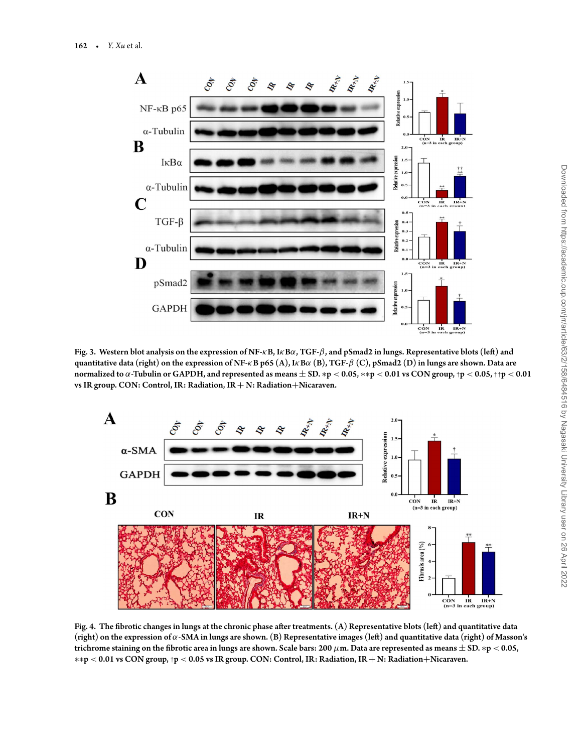Fig. 3. Western blot analysis on the expression of NF-$\kappa$B, I$\kappa$B$\alpha$, TGF-$\beta$, and pSmad2 in lungs. Representative blots (left) and quantitative data (right) on the expression of NF-$\kappa$B p65 (A), I$\kappa$B$\alpha$ (B), TGF-$\beta$ (C), pSmad2 (D) in lungs are shown. Data are normalized to $\alpha$-Tubulin or GAPDH, and represented as means $\pm$ SD. $*p < 0.05$, $**p < 0.01$ vs CON group, $\dagger p < 0.05$, $\dagger\dagger p < 0.01$ vs IR group. CON: Control, IR: Radiation, IR + N: Radiation+Nicaraven.

Fig. 4. The fibrotic changes in lungs at the chronic phase after treatments. (A) Representative blots (left) and quantitative data (right) on the expression of $\alpha$-SMA in lungs are shown. (B) Representative images (left) and quantitative data (right) of Masson's trichrome staining on the fibrotic area in lungs are shown. Scale bars: 200 $\mu$m. Data are represented as means $\pm$ SD. $*p < 0.05$, $**p < 0.01$ vs CON group, $\dagger p < 0.05$ vs IR group. CON: Control, IR: Radiation, IR + N: Radiation+Nicaraven.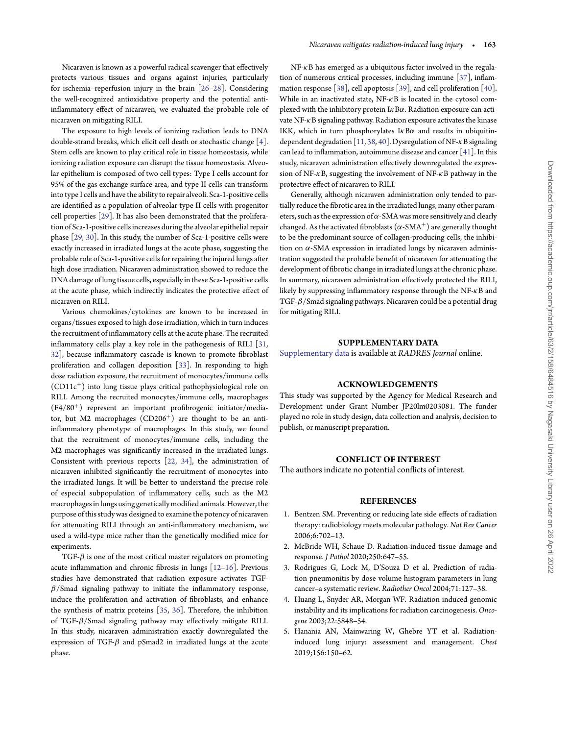Nicaraven is known as a powerful radical scavenger that effectively protects various tissues and organs against injuries, particularly for ischemia–reperfusion injury in the brain [26–28]. Considering the well-recognized antioxidative property and the potential anti-inflammatory effect of nicaraven, we evaluated the probable role of nicaraven on mitigating RILI.

The exposure to high levels of ionizing radiation leads to DNA double-strand breaks, which elicit cell death or stochastic change [4]. Stem cells are known to play critical role in tissue homeostasis, while ionizing radiation exposure can disrupt the tissue homeostasis. Alveolar epithelium is composed of two cell types: Type I cells account for 95% of the gas exchange surface area, and type II cells can transform into type I cells and have the ability to repair alveoli. Sca-1-positive cells are identified as a population of alveolar type II cells with progenitor cell properties [29]. It has also been demonstrated that the proliferation of Sca-1-positive cells increases during the alveolar epithelial repair phase [29, 30]. In this study, the number of Sca-1-positive cells were exactly increased in irradiated lungs at the acute phase, suggesting the probable role of Sca-1-positive cells for repairing the injured lungs after high dose irradiation. Nicaraven administration showed to reduce the DNA damage of lung tissue cells, especially in these Sca-1-positive cells at the acute phase, which indirectly indicates the protective effect of nicaraven on RILI.

Various chemokines/cytokines are known to be increased in organs/tissues exposed to high dose irradiation, which in turn induces the recruitment of inflammatory cells at the acute phase. The recruited inflammatory cells play a key role in the pathogenesis of RILI [31, 32], because inflammatory cascade is known to promote fibroblast proliferation and collagen deposition [33]. In responding to high dose radiation exposure, the recruitment of monocytes/immune cells ($CD11c^{+}$) into lung tissue plays critical pathophysiological role on RILI. Among the recruited monocytes/immune cells, macrophages ($F4/80^{+}$) represent an important profibrogenic initiator/mediator, but M2 macrophages ($CD206^{+}$) are thought to be an anti-inflammatory phenotype of macrophages. In this study, we found that the recruitment of monocytes/immune cells, including the M2 macrophages was significantly increased in the irradiated lungs. Consistent with previous reports [22, 34], the administration of nicaraven inhibited significantly the recruitment of monocytes into the irradiated lungs. It will be better to understand the precise role of especial subpopulation of inflammatory cells, such as the M2 macrophages in lungs using genetically modified animals. However, the purpose of this study was designed to examine the potency of nicaraven for attenuating RILI through an anti-inflammatory mechanism, we used a wild-type mice rather than the genetically modified mice for experiments.

TGF-$\beta$ is one of the most critical master regulators on promoting acute inflammation and chronic fibrosis in lungs [12–16]. Previous studies have demonstrated that radiation exposure activates TGF-$\beta$/Smad signaling pathway to initiate the inflammatory response, induce the proliferation and activation of fibroblasts, and enhance the synthesis of matrix proteins [35, 36]. Therefore, the inhibition of TGF-$\beta$/Smad signaling pathway may effectively mitigate RILI. In this study, nicaraven administration exactly downregulated the expression of TGF-$\beta$ and pSmad2 in irradiated lungs at the acute phase.

NF-$\kappa$B has emerged as a ubiquitous factor involved in the regulation of numerous critical processes, including immune [37], inflammation response [38], cell apoptosis [39], and cell proliferation [40]. While in an inactivated state, NF-$\kappa$B is located in the cytosol complexed with the inhibitory protein I$\kappa$B$\alpha$. Radiation exposure can activate NF-$\kappa$B signaling pathway. Radiation exposure activates the kinase IKK, which in turn phosphorylates I$\kappa$B$\alpha$ and results in ubiquitin-dependent degradation [11, 38, 40]. Dysregulation of NF-$\kappa$B signaling can lead to inflammation, autoimmune disease and cancer [41]. In this study, nicaraven administration effectively downregulated the expression of NF-$\kappa$B, suggesting the involvement of NF-$\kappa$B pathway in the protective effect of nicaraven to RILI.

Generally, although nicaraven administration only tended to partially reduce the fibrotic area in the irradiated lungs, many other parameters, such as the expression of $\alpha$-SMA was more sensitively and clearly changed. As the activated fibroblasts ($\alpha$-$SMA^{+}$) are generally thought to be the predominant source of collagen-producing cells, the inhibition on $\alpha$-SMA expression in irradiated lungs by nicaraven administration suggested the probable benefit of nicaraven for attenuating the development of fibrotic change in irradiated lungs at the chronic phase. In summary, nicaraven administration effectively protected the RILI, likely by suppressing inflammatory response through the NF-$\kappa$B and TGF-$\beta$/Smad signaling pathways. Nicaraven could be a potential drug for mitigating RILI.

## SUPPLEMENTARY DATA

Supplementary data is available at *RADRES Journal* online.

## ACKNOWLEDGEMENTS

This study was supported by the Agency for Medical Research and Development under Grant Number JP20lm0203081. The funder played no role in study design, data collection and analysis, decision to publish, or manuscript preparation.

## CONFLICT OF INTEREST

The authors indicate no potential conflicts of interest.

## REFERENCES

1. Bentzen SM. Preventing or reducing late side effects of radiation therapy: radiobiology meets molecular pathology. *Nat Rev Cancer* 2006;6:702–13.
2. McBride WH, Schaue D. Radiation-induced tissue damage and response. *J Pathol* 2020;250:647–55.
3. Rodrigues G, Lock M, D'Souza D et al. Prediction of radiation pneumonitis by dose volume histogram parameters in lung cancer–a systematic review. *Radiother Oncol* 2004;71:127–38.
4. Huang L, Snyder AR, Morgan WF. Radiation-induced genomic instability and its implications for radiation carcinogenesis. *Oncogene* 2003;22:5848–54.
5. Hanania AN, Mainwaring W, Ghebre YT et al. Radiation-induced lung injury: assessment and management. *Chest* 2019;156:150–62.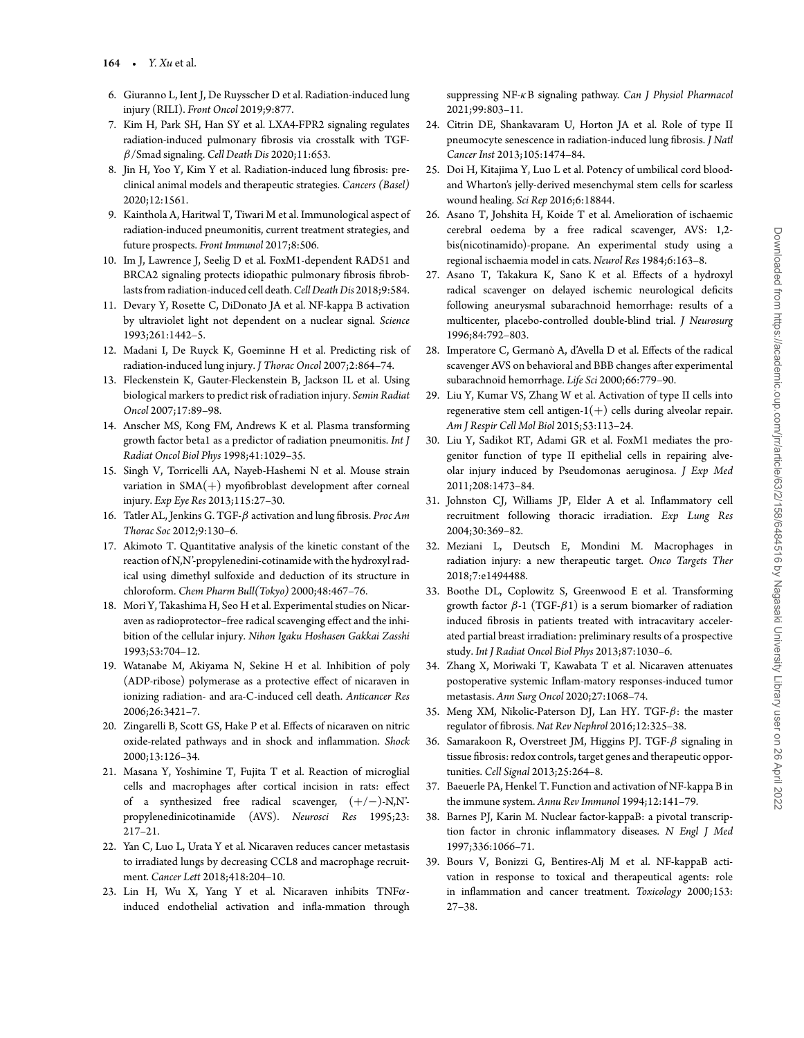6. Giuranno L, Ient J, De Ruysscher D et al. Radiation-induced lung injury (RILI). *Front Oncol* 2019;9:877.
7. Kim H, Park SH, Han SY et al. LXA4-FPR2 signaling regulates radiation-induced pulmonary fibrosis via crosstalk with TGF-$\beta$/Smad signaling. *Cell Death Dis* 2020;11:653.
8. Jin H, Yoo Y, Kim Y et al. Radiation-induced lung fibrosis: preclinical animal models and therapeutic strategies. *Cancers (Basel)* 2020;12:1561.
9. Kainthola A, Haritwal T, Tiwari M et al. Immunological aspect of radiation-induced pneumonitis, current treatment strategies, and future prospects. *Front Immunol* 2017;8:506.
10. Im J, Lawrence J, Seelig D et al. FoxM1-dependent RAD51 and BRCA2 signaling protects idiopathic pulmonary fibrosis fibroblasts from radiation-induced cell death. *Cell Death Dis* 2018;9:584.
11. Devary Y, Rosette C, DiDonato JA et al. NF-kappa B activation by ultraviolet light not dependent on a nuclear signal. *Science* 1993;261:1442–5.
12. Madani I, De Ruyck K, Goeminne H et al. Predicting risk of radiation-induced lung injury. *J Thorac Oncol* 2007;2:864–74.
13. Fleckenstein K, Gauter-Fleckenstein B, Jackson IL et al. Using biological markers to predict risk of radiation injury. *Semin Radiat Oncol* 2007;17:89–98.
14. Anscher MS, Kong FM, Andrews K et al. Plasma transforming growth factor beta1 as a predictor of radiation pneumonitis. *Int J Radiat Oncol Biol Phys* 1998;41:1029–35.
15. Singh V, Torricelli AA, Nayeb-Hashemi N et al. Mouse strain variation in SMA(+) myofibroblast development after corneal injury. *Exp Eye Res* 2013;115:27–30.
16. Tatler AL, Jenkins G. TGF-$\beta$ activation and lung fibrosis. *Proc Am Thorac Soc* 2012;9:130–6.
17. Akimoto T. Quantitative analysis of the kinetic constant of the reaction of N,N'-propylenedini-cotinamide with the hydroxyl radical using dimethyl sulfoxide and deduction of its structure in chloroform. *Chem Pharm Bull(Tokyo)* 2000;48:467–76.
18. Mori Y, Takashima H, Seo H et al. Experimental studies on Nicaraven as radioprotector–free radical scavenging effect and the inhibition of the cellular injury. *Nihon Igaku Hoshasen Gakkai Zasshi* 1993;53:704–12.
19. Watanabe M, Akiyama N, Sekine H et al. Inhibition of poly (ADP-ribose) polymerase as a protective effect of nicaraven in ionizing radiation- and ara-C-induced cell death. *Anticancer Res* 2006;26:3421–7.
20. Zingarelli B, Scott GS, Hake P et al. Effects of nicaraven on nitric oxide-related pathways and in shock and inflammation. *Shock* 2000;13:126–34.
21. Masana Y, Yoshimine T, Fujita T et al. Reaction of microglial cells and macrophages after cortical incision in rats: effect of a synthesized free radical scavenger, (+/−)-N,N'-propylenedinicotinamide (AVS). *Neurosci Res* 1995;23: 217–21.
22. Yan C, Luo L, Urata Y et al. Nicaraven reduces cancer metastasis to irradiated lungs by decreasing CCL8 and macrophage recruitment. *Cancer Lett* 2018;418:204–10.
23. Lin H, Wu X, Yang Y et al. Nicaraven inhibits TNF$\alpha$-induced endothelial activation and infla-mmation through suppressing NF-$\kappa$B signaling pathway. *Can J Physiol Pharmacol* 2021;99:803–11.
24. Citrin DE, Shankavaram U, Horton JA et al. Role of type II pneumocyte senescence in radiation-induced lung fibrosis. *J Natl Cancer Inst* 2013;105:1474–84.
25. Doi H, Kitajima Y, Luo L et al. Potency of umbilical cord blood- and Wharton's jelly-derived mesenchymal stem cells for scarless wound healing. *Sci Rep* 2016;6:18844.
26. Asano T, Johshita H, Koide T et al. Amelioration of ischaemic cerebral oedema by a free radical scavenger, AVS: 1,2-bis(nicotinamido)-propane. An experimental study using a regional ischaemia model in cats. *Neurol Res* 1984;6:163–8.
27. Asano T, Takakura K, Sano K et al. Effects of a hydroxyl radical scavenger on delayed ischemic neurological deficits following aneurysmal subarachnoid hemorrhage: results of a multicenter, placebo-controlled double-blind trial. *J Neurosurg* 1996;84:792–803.
28. Imperatore C, Germanò A, d'Avella D et al. Effects of the radical scavenger AVS on behavioral and BBB changes after experimental subarachnoid hemorrhage. *Life Sci* 2000;66:779–90.
29. Liu Y, Kumar VS, Zhang W et al. Activation of type II cells into regenerative stem cell antigen-1(+) cells during alveolar repair. *Am J Respir Cell Mol Biol* 2015;53:113–24.
30. Liu Y, Sadikot RT, Adami GR et al. FoxM1 mediates the progenitor function of type II epithelial cells in repairing alveolar injury induced by Pseudomonas aeruginosa. *J Exp Med* 2011;208:1473–84.
31. Johnston CJ, Williams JP, Elder A et al. Inflammatory cell recruitment following thoracic irradiation. *Exp Lung Res* 2004;30:369–82.
32. Meziani L, Deutsch E, Mondini M. Macrophages in radiation injury: a new therapeutic target. *Onco Targets Ther* 2018;7:e1494488.
33. Boothe DL, Coplowitz S, Greenwood E et al. Transforming growth factor $\beta$-1 (TGF-$\beta$1) is a serum biomarker of radiation induced fibrosis in patients treated with intracavitary accelerated partial breast irradiation: preliminary results of a prospective study. *Int J Radiat Oncol Biol Phys* 2013;87:1030–6.
34. Zhang X, Moriwaki T, Kawabata T et al. Nicaraven attenuates postoperative systemic Inflam-matory responses-induced tumor metastasis. *Ann Surg Oncol* 2020;27:1068–74.
35. Meng XM, Nikolic-Paterson DJ, Lan HY. TGF-$\beta$: the master regulator of fibrosis. *Nat Rev Nephrol* 2016;12:325–38.
36. Samarakoon R, Overstreet JM, Higgins PJ. TGF-$\beta$ signaling in tissue fibrosis: redox controls, target genes and therapeutic opportunities. *Cell Signal* 2013;25:264–8.
37. Baeuerle PA, Henkel T. Function and activation of NF-kappa B in the immune system. *Annu Rev Immunol* 1994;12:141–79.
38. Barnes PJ, Karin M. Nuclear factor-kappaB: a pivotal transcription factor in chronic inflammatory diseases. *N Engl J Med* 1997;336:1066–71.
39. Bours V, Bonizzi G, Bentires-Alj M et al. NF-kappaB activation in response to toxical and therapeutical agents: role in inflammation and cancer treatment. *Toxicology* 2000;153: 27–38.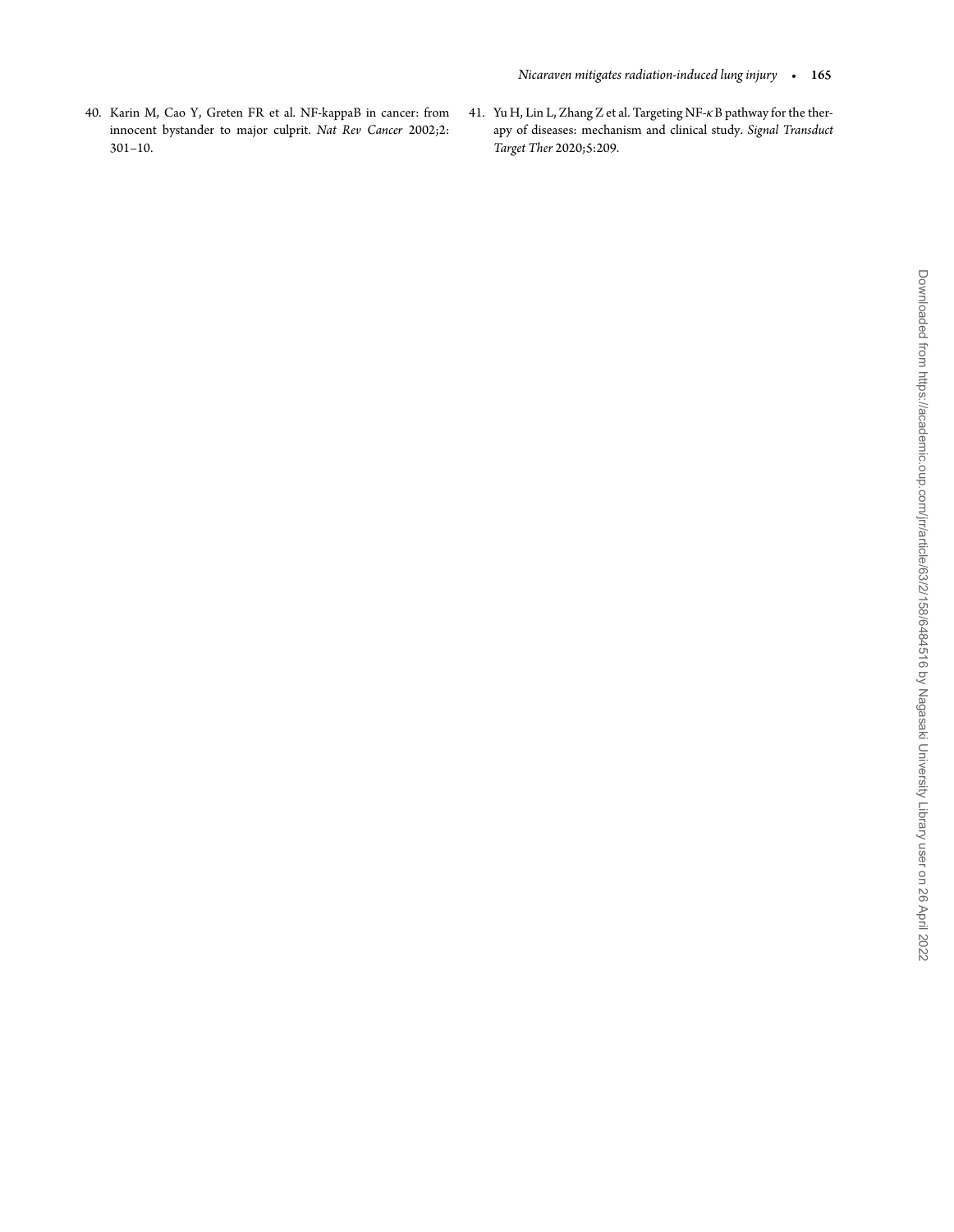40. Karin M, Cao Y, Greten FR et al. NF-kappaB in cancer: from innocent bystander to major culprit. *Nat Rev Cancer* 2002;2: 301–10.
41. Yu H, Lin L, Zhang Z et al. Targeting NF-$\kappa$B pathway for the therapy of diseases: mechanism and clinical study. *Signal Transduct Target Ther* 2020;5:209.